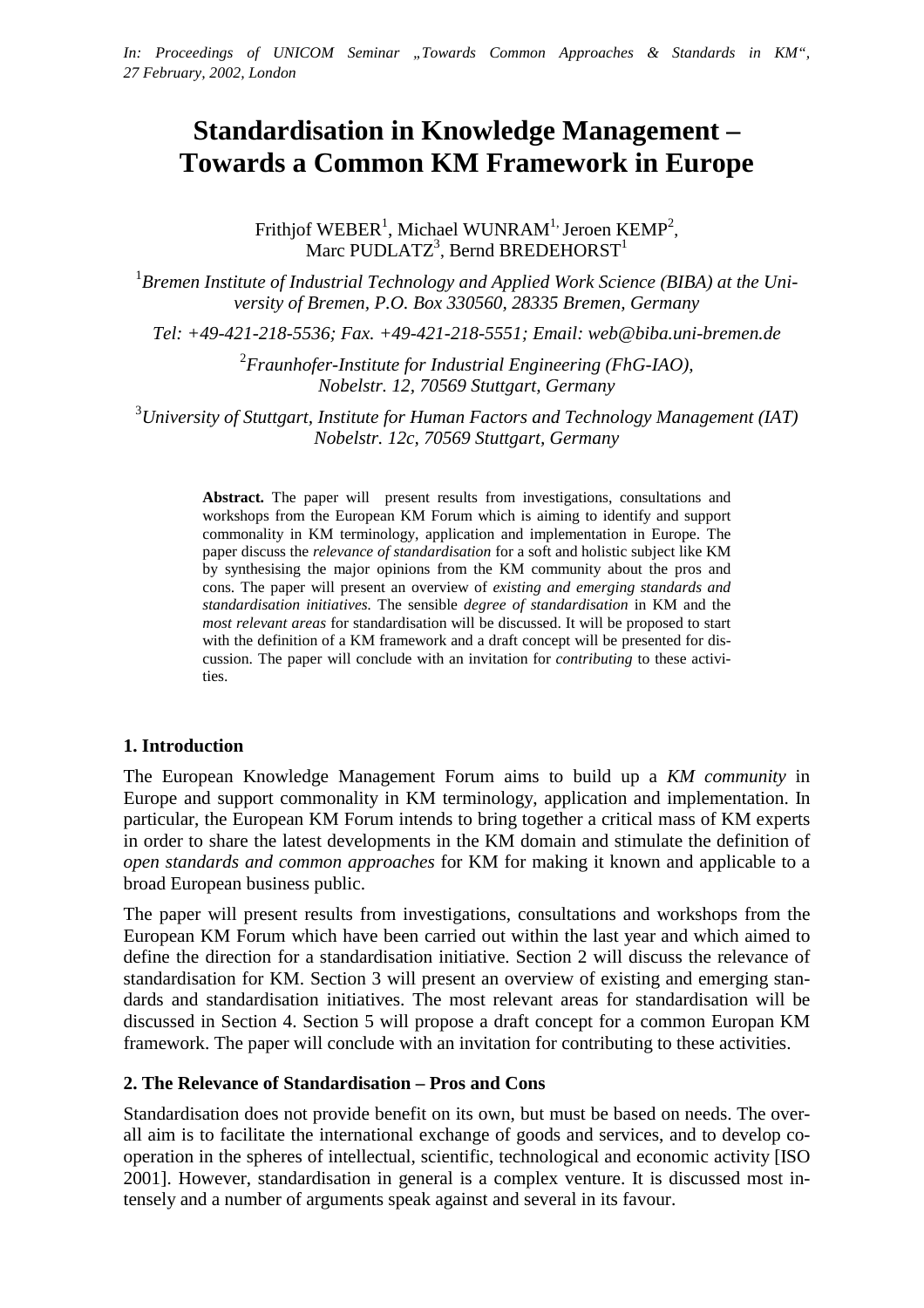*In: Proceedings of UNICOM Seminar „Towards Common Approaches & Standards in KM“, 27 February, 2002, London*

# Standardisation in Knowledge Management – Towards a Common KM Framework in Europe

Frithjof WEBER[1], Michael WUNRAM[1], Jeroen KEMP[2], Marc PUDLATZ[3], Bernd BREDEHORST[1]

[1]*Bremen Institute of Industrial Technology and Applied Work Science (BIBA) at the University of Bremen, P.O. Box 330560, 28335 Bremen, Germany*

*Tel: +49-421-218-5536; Fax. +49-421-218-5551; Email: web@biba.uni-bremen.de*

[2]*Fraunhofer-Institute for Industrial Engineering (FhG-IAO), Nobelstr. 12, 70569 Stuttgart, Germany*

[3]*University of Stuttgart, Institute for Human Factors and Technology Management (IAT) Nobelstr. 12c, 70569 Stuttgart, Germany*

**Abstract.** The paper will present results from investigations, consultations and workshops from the European KM Forum which is aiming to identify and support commonality in KM terminology, application and implementation in Europe. The paper discuss the *relevance of standardisation* for a soft and holistic subject like KM by synthesising the major opinions from the KM community about the pros and cons. The paper will present an overview of *existing and emerging standards and standardisation initiatives.* The sensible *degree of standardisation* in KM and the *most relevant areas* for standardisation will be discussed. It will be proposed to start with the definition of a KM framework and a draft concept will be presented for discussion. The paper will conclude with an invitation for *contributing* to these activities.

## 1. Introduction

The European Knowledge Management Forum aims to build up a *KM community* in Europe and support commonality in KM terminology, application and implementation. In particular, the European KM Forum intends to bring together a critical mass of KM experts in order to share the latest developments in the KM domain and stimulate the definition of *open standards and common approaches* for KM for making it known and applicable to a broad European business public.

The paper will present results from investigations, consultations and workshops from the European KM Forum which have been carried out within the last year and which aimed to define the direction for a standardisation initiative. Section 2 will discuss the relevance of standardisation for KM. Section 3 will present an overview of existing and emerging standards and standardisation initiatives. The most relevant areas for standardisation will be discussed in Section 4. Section 5 will propose a draft concept for a common Europan KM framework. The paper will conclude with an invitation for contributing to these activities.

## 2. The Relevance of Standardisation – Pros and Cons

Standardisation does not provide benefit on its own, but must be based on needs. The overall aim is to facilitate the international exchange of goods and services, and to develop cooperation in the spheres of intellectual, scientific, technological and economic activity [ISO 2001]. However, standardisation in general is a complex venture. It is discussed most intensely and a number of arguments speak against and several in its favour.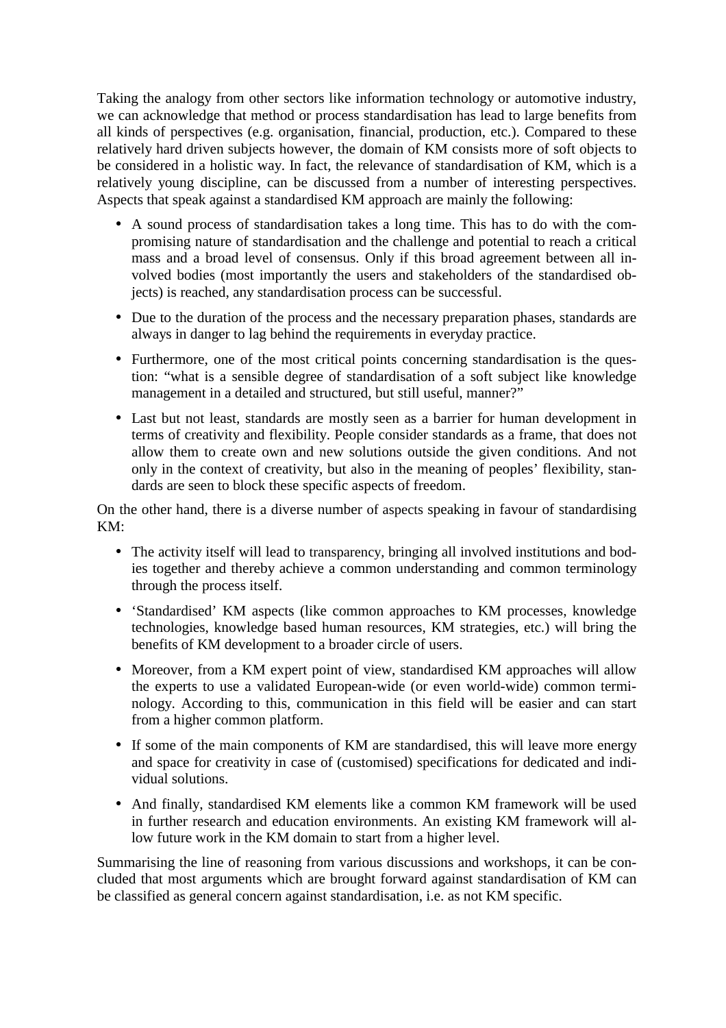Taking the analogy from other sectors like information technology or automotive industry, we can acknowledge that method or process standardisation has lead to large benefits from all kinds of perspectives (e.g. organisation, financial, production, etc.). Compared to these relatively hard driven subjects however, the domain of KM consists more of soft objects to be considered in a holistic way. In fact, the relevance of standardisation of KM, which is a relatively young discipline, can be discussed from a number of interesting perspectives. Aspects that speak against a standardised KM approach are mainly the following:

- A sound process of standardisation takes a long time. This has to do with the compromising nature of standardisation and the challenge and potential to reach a critical mass and a broad level of consensus. Only if this broad agreement between all involved bodies (most importantly the users and stakeholders of the standardised objects) is reached, any standardisation process can be successful.
- Due to the duration of the process and the necessary preparation phases, standards are always in danger to lag behind the requirements in everyday practice.
- Furthermore, one of the most critical points concerning standardisation is the question: "what is a sensible degree of standardisation of a soft subject like knowledge management in a detailed and structured, but still useful, manner?"
- Last but not least, standards are mostly seen as a barrier for human development in terms of creativity and flexibility. People consider standards as a frame, that does not allow them to create own and new solutions outside the given conditions. And not only in the context of creativity, but also in the meaning of peoples' flexibility, standards are seen to block these specific aspects of freedom.

On the other hand, there is a diverse number of aspects speaking in favour of standardising KM:

- The activity itself will lead to transparency, bringing all involved institutions and bodies together and thereby achieve a common understanding and common terminology through the process itself.
- 'Standardised' KM aspects (like common approaches to KM processes, knowledge technologies, knowledge based human resources, KM strategies, etc.) will bring the benefits of KM development to a broader circle of users.
- Moreover, from a KM expert point of view, standardised KM approaches will allow the experts to use a validated European-wide (or even world-wide) common terminology. According to this, communication in this field will be easier and can start from a higher common platform.
- If some of the main components of KM are standardised, this will leave more energy and space for creativity in case of (customised) specifications for dedicated and individual solutions.
- And finally, standardised KM elements like a common KM framework will be used in further research and education environments. An existing KM framework will allow future work in the KM domain to start from a higher level.

Summarising the line of reasoning from various discussions and workshops, it can be concluded that most arguments which are brought forward against standardisation of KM can be classified as general concern against standardisation, i.e. as not KM specific.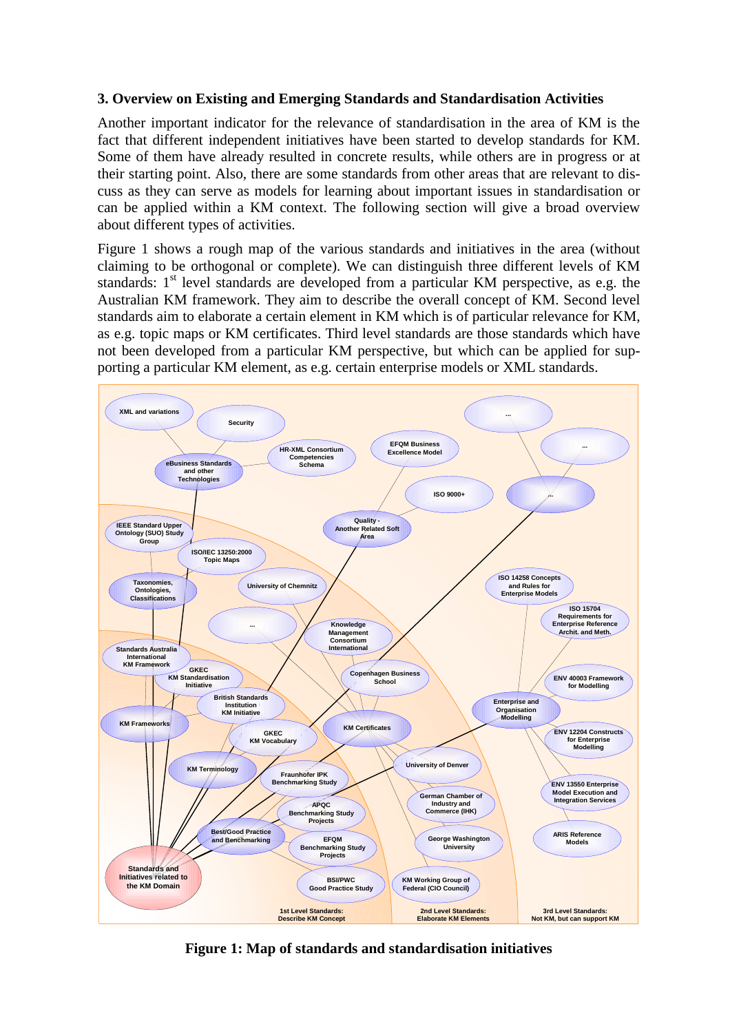## 3. Overview on Existing and Emerging Standards and Standardisation Activities

Another important indicator for the relevance of standardisation in the area of KM is the fact that different independent initiatives have been started to develop standards for KM. Some of them have already resulted in concrete results, while others are in progress or at their starting point. Also, there are some standards from other areas that are relevant to discuss as they can serve as models for learning about important issues in standardisation or can be applied within a KM context. The following section will give a broad overview about different types of activities.

Figure 1 shows a rough map of the various standards and initiatives in the area (without claiming to be orthogonal or complete). We can distinguish three different levels of KM standards: 1st level standards are developed from a particular KM perspective, as e.g. the Australian KM framework. They aim to describe the overall concept of KM. Second level standards aim to elaborate a certain element in KM which is of particular relevance for KM, as e.g. topic maps or KM certificates. Third level standards are those standards which have not been developed from a particular KM perspective, but which can be applied for supporting a particular KM element, as e.g. certain enterprise models or XML standards.

XML and variations
Security
eBusiness Standards and other Technologies
HR-XML Consortium Competencies Schema
EFQM Business Excellence Model
...
...
ISO 9000+
...
Quality - Another Related Soft Area
IEEE Standard Upper Ontology (SUO) Study Group
ISO/IEC 13250:2000 Topic Maps
Taxonomies, Ontologies, Classifications
University of Chemnitz
ISO 14258 Concepts and Rules for Enterprise Models
ISO 15704 Requirements for Enterprise Reference Archit. and Meth.
...
Knowledge Management Consortium International
Standards Australia International KM Framework
GKEC KM Standardisation Initiative
Copenhagen Business School
ENV 40003 Framework for Modelling
British Standards Institution KM Initiative
Enterprise and Organisation Modelling
KM Frameworks
GKEC KM Vocabulary
KM Certificates
ENV 12204 Constructs for Enterprise Modelling
KM Terminology
Fraunhofer IPK Benchmarking Study
University of Denver
ENV 13550 Enterprise Model Execution and Integration Services
APQC Benchmarking Study Projects
German Chamber of Industry and Commerce (IHK)
Best/Good Practice and Benchmarking
EFQM Benchmarking Study Projects
George Washington University
ARIS Reference Models
Standards and Initiatives related to the KM Domain
BSI/PWC Good Practice Study
KM Working Group of Federal (CIO Council)
1st Level Standards: Describe KM Concept
2nd Level Standards: Elaborate KM Elements
3rd Level Standards: Not KM, but can support KM

**Figure 1: Map of standards and standardisation initiatives**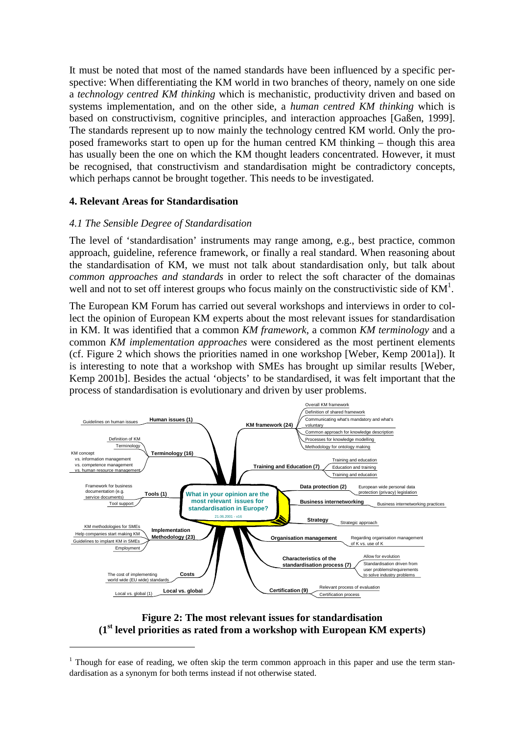It must be noted that most of the named standards have been influenced by a specific perspective: When differentiating the KM world in two branches of theory, namely on one side a *technology centred KM thinking* which is mechanistic, productivity driven and based on systems implementation, and on the other side, a *human centred KM thinking* which is based on constructivism, cognitive principles, and interaction approaches [Gaßen, 1999]. The standards represent up to now mainly the technology centred KM world. Only the proposed frameworks start to open up for the human centred KM thinking – though this area has usually been the one on which the KM thought leaders concentrated. However, it must be recognised, that constructivism and standardisation might be contradictory concepts, which perhaps cannot be brought together. This needs to be investigated.

## 4. Relevant Areas for Standardisation

### *4.1 The Sensible Degree of Standardisation*

The level of 'standardisation' instruments may range among, e.g., best practice, common approach, guideline, reference framework, or finally a real standard. When reasoning about the standardisation of KM, we must not talk about standardisation only, but talk about *common approaches and standards* in order to relect the soft character of the domainas well and not to set off interest groups who focus mainly on the constructivistic side of KM[1].

The European KM Forum has carried out several workshops and interviews in order to collect the opinion of European KM experts about the most relevant issues for standardisation in KM. It was identified that a common *KM framework*, a common *KM terminology* and a common *KM implementation approaches* were considered as the most pertinent elements (cf. Figure 2 which shows the priorities named in one workshop [Weber, Kemp 2001a]). It is interesting to note that a workshop with SMEs has brought up similar results [Weber, Kemp 2001b]. Besides the actual 'objects' to be standardised, it was felt important that the process of standardisation is evolutionary and driven by user problems.

What in your opinion are the most relevant issues for standardisation in Europe?
21.06.2001 - v16

Human issues (1)
Guidelines on human issues

Terminology (16)
Definition of KM
Terminology
KM concept vs. information management vs. competence management vs. human resource management

Tools (1)
Framework for business documentation (e.g. service documents)
Tool support

Implementation Methodology (23)
KM methodologies for SMEs
Help companies start making KM
Guidelines to implant KM in SMEs
Employment

Costs
The cost of implementing world wide (EU wide) standards

Local vs. global
Local vs. global (1)

KM framework (24)
Overall KM framework
Definition of shared framework
Communicating what's mandatory and what's voluntary
Common approach for knowledge description
Processes for knowledge modelling
Methodology for ontology making

Training and Education (7)
Training and education
Education and training
Training and education

Data protection (2)
European wide personal data protection (privacy) legislation

Business internetworking
Business internetworking practices

Strategy
Strategic approach

Organisation management
Regarding organisation management of K vs. use of K

Characteristics of the standardisation process (7)
Allow for evolution
Standardisation driven from user problems/requirements to solve industry problems

Certification (9)
Relevant process of evaluation
Certification process

**Figure 2: The most relevant issues for standardisation (1st level priorities as rated from a workshop with European KM experts)**

[1] Though for ease of reading, we often skip the term common approach in this paper and use the term standardisation as a synonym for both terms instead if not otherwise stated.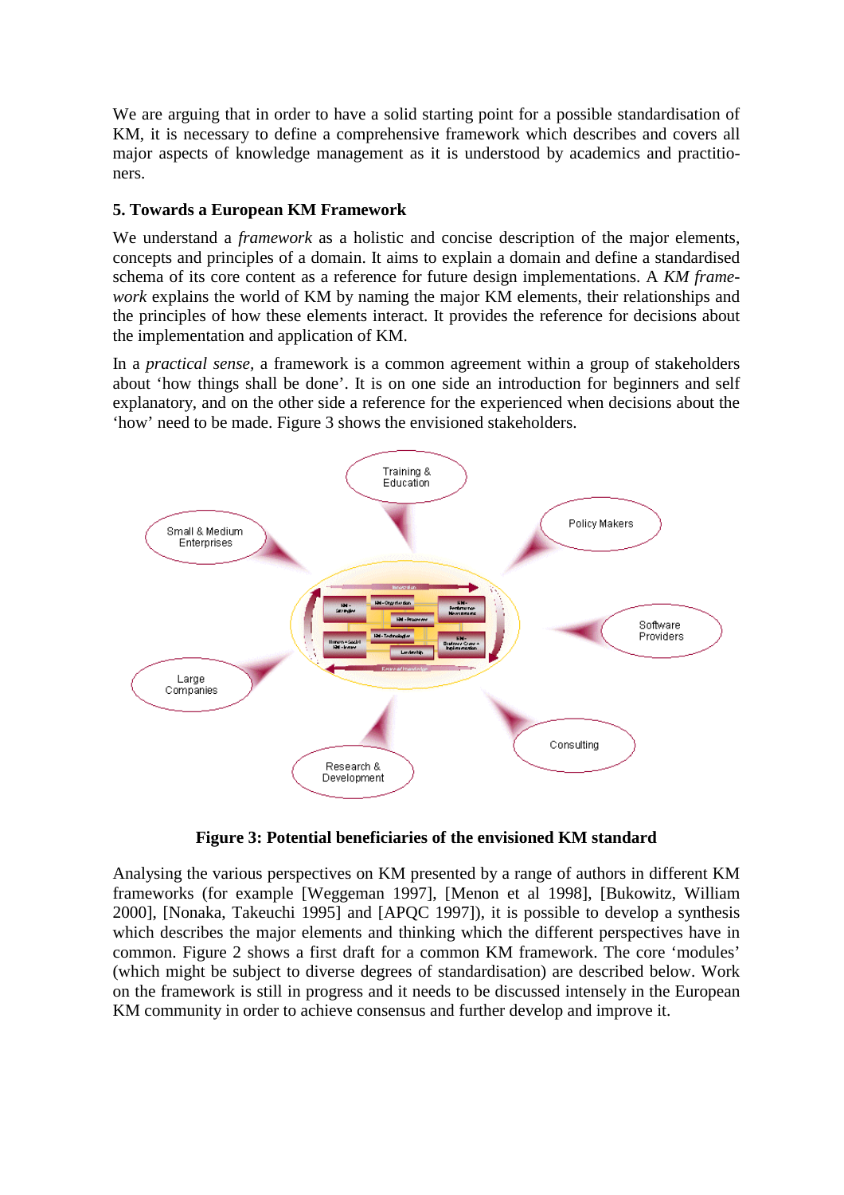We are arguing that in order to have a solid starting point for a possible standardisation of KM, it is necessary to define a comprehensive framework which describes and covers all major aspects of knowledge management as it is understood by academics and practitioners.

## 5. Towards a European KM Framework

We understand a *framework* as a holistic and concise description of the major elements, concepts and principles of a domain. It aims to explain a domain and define a standardised schema of its core content as a reference for future design implementations. A *KM framework* explains the world of KM by naming the major KM elements, their relationships and the principles of how these elements interact. It provides the reference for decisions about the implementation and application of KM.

In a *practical sense*, a framework is a common agreement within a group of stakeholders about 'how things shall be done'. It is on one side an introduction for beginners and self explanatory, and on the other side a reference for the experienced when decisions about the 'how' need to be made. Figure 3 shows the envisioned stakeholders.

Training & Education
Policy Makers
Small & Medium Enterprises
Software Providers
Large Companies
Consulting
Research & Development

**Figure 3: Potential beneficiaries of the envisioned KM standard**

Analysing the various perspectives on KM presented by a range of authors in different KM frameworks (for example [Weggeman 1997], [Menon et al 1998], [Bukowitz, William 2000], [Nonaka, Takeuchi 1995] and [APQC 1997]), it is possible to develop a synthesis which describes the major elements and thinking which the different perspectives have in common. Figure 2 shows a first draft for a common KM framework. The core 'modules' (which might be subject to diverse degrees of standardisation) are described below. Work on the framework is still in progress and it needs to be discussed intensely in the European KM community in order to achieve consensus and further develop and improve it.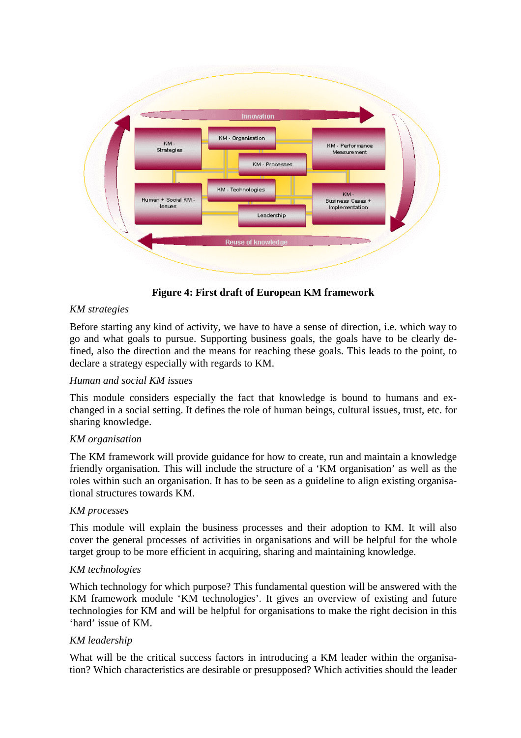Innovation

KM - Strategies

KM - Organisation

KM - Performance Measurement

KM - Processes

KM - Technologies

Human + Social KM - Issues

KM - Business Cases + Implementation

Leadership

Reuse of knowledge

**Figure 4: First draft of European KM framework**

*KM strategies*

Before starting any kind of activity, we have to have a sense of direction, i.e. which way to go and what goals to pursue. Supporting business goals, the goals have to be clearly defined, also the direction and the means for reaching these goals. This leads to the point, to declare a strategy especially with regards to KM.

*Human and social KM issues*

This module considers especially the fact that knowledge is bound to humans and exchanged in a social setting. It defines the role of human beings, cultural issues, trust, etc. for sharing knowledge.

*KM organisation*

The KM framework will provide guidance for how to create, run and maintain a knowledge friendly organisation. This will include the structure of a 'KM organisation' as well as the roles within such an organisation. It has to be seen as a guideline to align existing organisational structures towards KM.

*KM processes*

This module will explain the business processes and their adoption to KM. It will also cover the general processes of activities in organisations and will be helpful for the whole target group to be more efficient in acquiring, sharing and maintaining knowledge.

*KM technologies*

Which technology for which purpose? This fundamental question will be answered with the KM framework module 'KM technologies'. It gives an overview of existing and future technologies for KM and will be helpful for organisations to make the right decision in this 'hard' issue of KM.

*KM leadership*

What will be the critical success factors in introducing a KM leader within the organisation? Which characteristics are desirable or presupposed? Which activities should the leader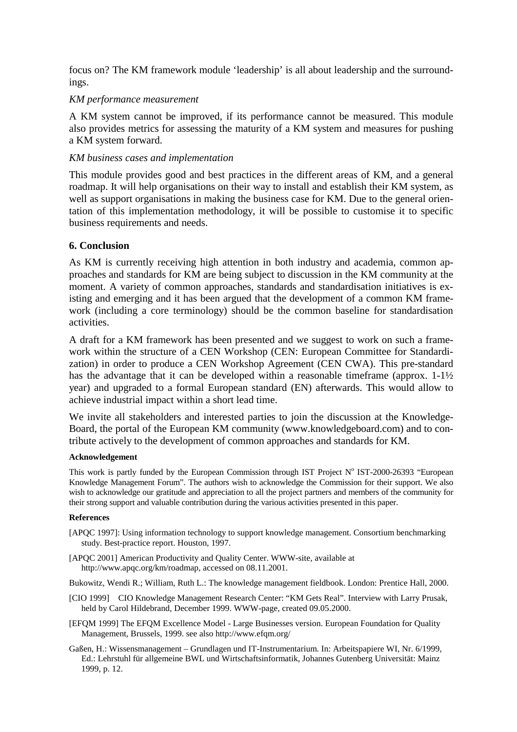focus on? The KM framework module 'leadership' is all about leadership and the surroundings.

*KM performance measurement*

A KM system cannot be improved, if its performance cannot be measured. This module also provides metrics for assessing the maturity of a KM system and measures for pushing a KM system forward.

*KM business cases and implementation*

This module provides good and best practices in the different areas of KM, and a general roadmap. It will help organisations on their way to install and establish their KM system, as well as support organisations in making the business case for KM. Due to the general orientation of this implementation methodology, it will be possible to customise it to specific business requirements and needs.

## 6. Conclusion

As KM is currently receiving high attention in both industry and academia, common approaches and standards for KM are being subject to discussion in the KM community at the moment. A variety of common approaches, standards and standardisation initiatives is existing and emerging and it has been argued that the development of a common KM framework (including a core terminology) should be the common baseline for standardisation activities.

A draft for a KM framework has been presented and we suggest to work on such a framework within the structure of a CEN Workshop (CEN: European Committee for Standardization) in order to produce a CEN Workshop Agreement (CEN CWA). This pre-standard has the advantage that it can be developed within a reasonable timeframe (approx. 1-1½ year) and upgraded to a formal European standard (EN) afterwards. This would allow to achieve industrial impact within a short lead time.

We invite all stakeholders and interested parties to join the discussion at the Knowledge-Board, the portal of the European KM community (www.knowledgeboard.com) and to contribute actively to the development of common approaches and standards for KM.

#### Acknowledgement

This work is partly funded by the European Commission through IST Project N° IST-2000-26393 "European Knowledge Management Forum". The authors wish to acknowledge the Commission for their support. We also wish to acknowledge our gratitude and appreciation to all the project partners and members of the community for their strong support and valuable contribution during the various activities presented in this paper.

#### References

[APQC 1997]: Using information technology to support knowledge management. Consortium benchmarking study. Best-practice report. Houston, 1997.

[APQC 2001] American Productivity and Quality Center. WWW-site, available at http://www.apqc.org/km/roadmap, accessed on 08.11.2001.

Bukowitz, Wendi R.; William, Ruth L.: The knowledge management fieldbook. London: Prentice Hall, 2000.

[CIO 1999] CIO Knowledge Management Research Center: "KM Gets Real". Interview with Larry Prusak, held by Carol Hildebrand, December 1999. WWW-page, created 09.05.2000.

[EFQM 1999] The EFQM Excellence Model - Large Businesses version. European Foundation for Quality Management, Brussels, 1999. see also http://www.efqm.org/

Gaßen, H.: Wissensmanagement – Grundlagen und IT-Instrumentarium. In: Arbeitspapiere WI, Nr. 6/1999, Ed.: Lehrstuhl für allgemeine BWL und Wirtschaftsinformatik, Johannes Gutenberg Universität: Mainz 1999, p. 12.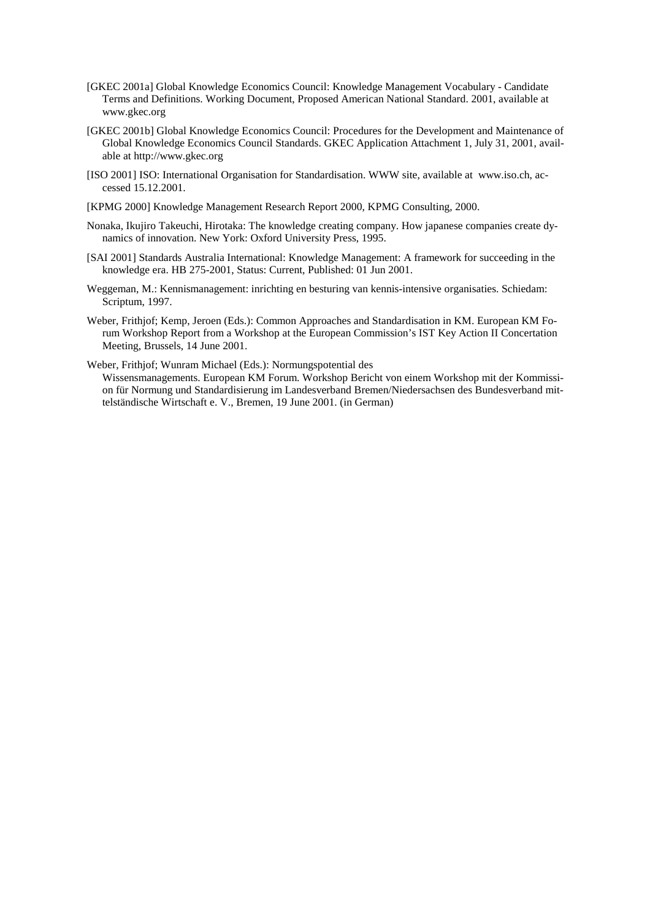[GKEC 2001a] Global Knowledge Economics Council: Knowledge Management Vocabulary - Candidate Terms and Definitions. Working Document, Proposed American National Standard. 2001, available at www.gkec.org

[GKEC 2001b] Global Knowledge Economics Council: Procedures for the Development and Maintenance of Global Knowledge Economics Council Standards. GKEC Application Attachment 1, July 31, 2001, available at http://www.gkec.org

[ISO 2001] ISO: International Organisation for Standardisation. WWW site, available at www.iso.ch, accessed 15.12.2001.

[KPMG 2000] Knowledge Management Research Report 2000, KPMG Consulting, 2000.

Nonaka, Ikujiro Takeuchi, Hirotaka: The knowledge creating company. How japanese companies create dynamics of innovation. New York: Oxford University Press, 1995.

[SAI 2001] Standards Australia International: Knowledge Management: A framework for succeeding in the knowledge era. HB 275-2001, Status: Current, Published: 01 Jun 2001.

Weggeman, M.: Kennismanagement: inrichting en besturing van kennis-intensive organisaties. Schiedam: Scriptum, 1997.

Weber, Frithjof; Kemp, Jeroen (Eds.): Common Approaches and Standardisation in KM. European KM Forum Workshop Report from a Workshop at the European Commission's IST Key Action II Concertation Meeting, Brussels, 14 June 2001.

Weber, Frithjof; Wunram Michael (Eds.): Normungspotential des Wissensmanagements. European KM Forum. Workshop Bericht von einem Workshop mit der Kommission für Normung und Standardisierung im Landesverband Bremen/Niedersachsen des Bundesverband mittelständische Wirtschaft e. V., Bremen, 19 June 2001. (in German)